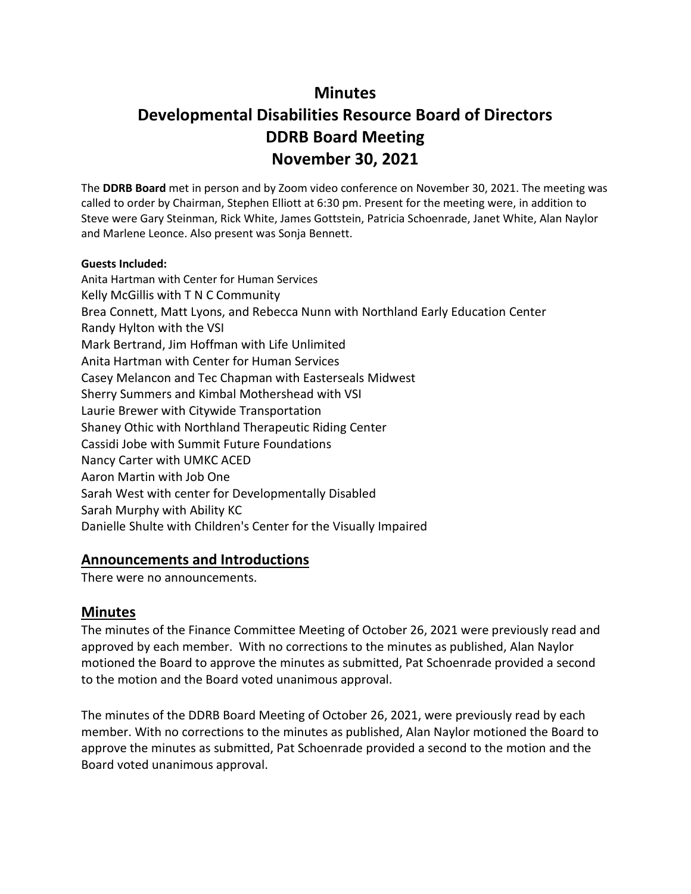# Minutes
# Developmental Disabilities Resource Board of Directors
# DDRB Board Meeting
# November 30, 2021

The **DDRB Board** met in person and by Zoom video conference on November 30, 2021. The meeting was called to order by Chairman, Stephen Elliott at 6:30 pm. Present for the meeting were, in addition to Steve were Gary Steinman, Rick White, James Gottstein, Patricia Schoenrade, Janet White, Alan Naylor and Marlene Leonce. Also present was Sonja Bennett.

**Guests Included:**

Anita Hartman with Center for Human Services
Kelly McGillis with T N C Community
Brea Connett, Matt Lyons, and Rebecca Nunn with Northland Early Education Center
Randy Hylton with the VSI
Mark Bertrand, Jim Hoffman with Life Unlimited
Anita Hartman with Center for Human Services
Casey Melancon and Tec Chapman with Easterseals Midwest
Sherry Summers and Kimbal Mothershead with VSI
Laurie Brewer with Citywide Transportation
Shaney Othic with Northland Therapeutic Riding Center
Cassidi Jobe with Summit Future Foundations
Nancy Carter with UMKC ACED
Aaron Martin with Job One
Sarah West with center for Developmentally Disabled
Sarah Murphy with Ability KC
Danielle Shulte with Children's Center for the Visually Impaired

## Announcements and Introductions

There were no announcements.

## Minutes

The minutes of the Finance Committee Meeting of October 26, 2021 were previously read and approved by each member. With no corrections to the minutes as published, Alan Naylor motioned the Board to approve the minutes as submitted, Pat Schoenrade provided a second to the motion and the Board voted unanimous approval.

The minutes of the DDRB Board Meeting of October 26, 2021, were previously read by each member. With no corrections to the minutes as published, Alan Naylor motioned the Board to approve the minutes as submitted, Pat Schoenrade provided a second to the motion and the Board voted unanimous approval.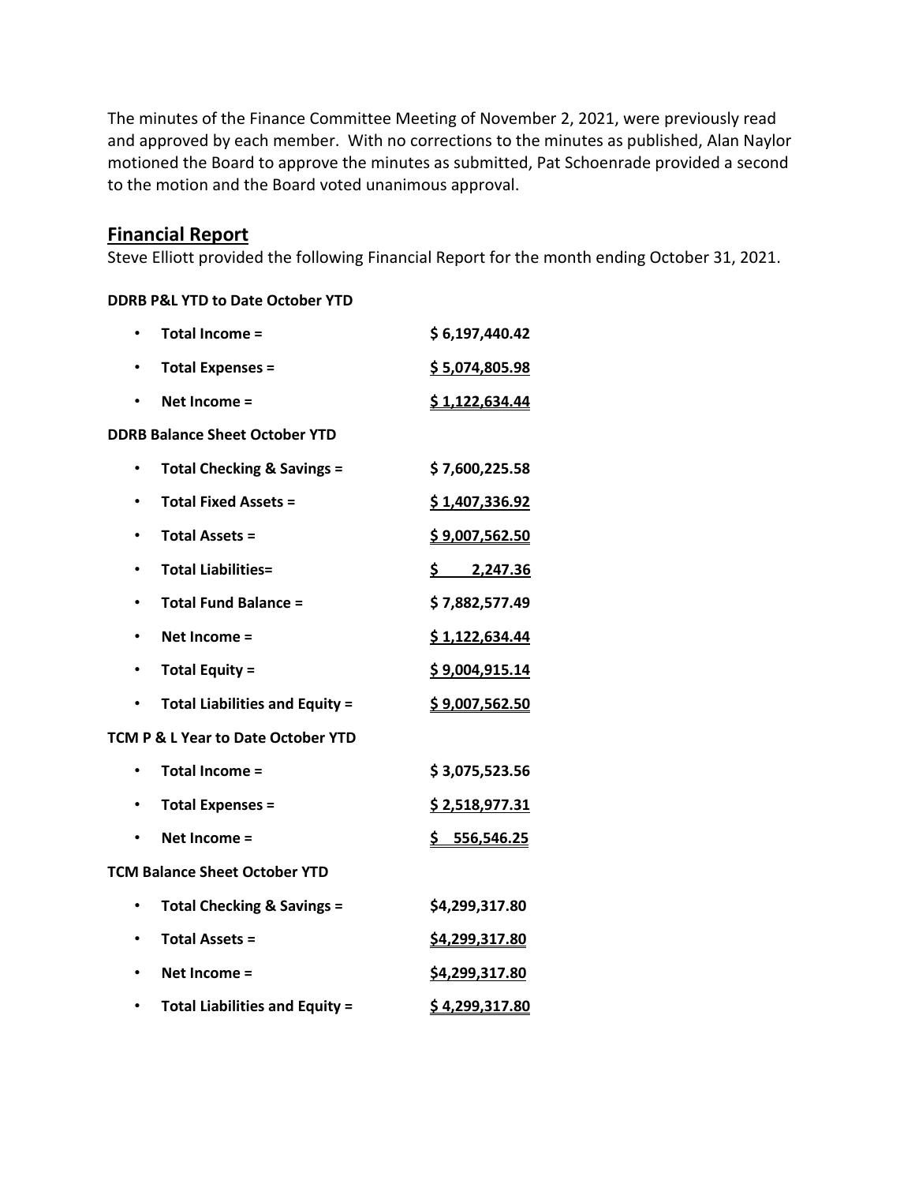The minutes of the Finance Committee Meeting of November 2, 2021, were previously read and approved by each member. With no corrections to the minutes as published, Alan Naylor motioned the Board to approve the minutes as submitted, Pat Schoenrade provided a second to the motion and the Board voted unanimous approval.

## Financial Report

Steve Elliott provided the following Financial Report for the month ending October 31, 2021.

**DDRB P&L YTD to Date October YTD**

- **Total Income =** **$ 6,197,440.42**
- **Total Expenses =** **$ 5,074,805.98**
- **Net Income =** **$ 1,122,634.44**

**DDRB Balance Sheet October YTD**

- **Total Checking & Savings =** **$ 7,600,225.58**
- **Total Fixed Assets =** **$ 1,407,336.92**
- **Total Assets =** **$ 9,007,562.50**
- **Total Liabilities=** **$ 2,247.36**
- **Total Fund Balance =** **$ 7,882,577.49**
- **Net Income =** **$ 1,122,634.44**
- **Total Equity =** **$ 9,004,915.14**
- **Total Liabilities and Equity =** **$ 9,007,562.50**

**TCM P & L Year to Date October YTD**

- **Total Income =** **$ 3,075,523.56**
- **Total Expenses =** **$ 2,518,977.31**
- **Net Income =** **$ 556,546.25**

**TCM Balance Sheet October YTD**

- **Total Checking & Savings =** **$4,299,317.80**
- **Total Assets =** **$4,299,317.80**
- **Net Income =** **$4,299,317.80**
- **Total Liabilities and Equity =** **$ 4,299,317.80**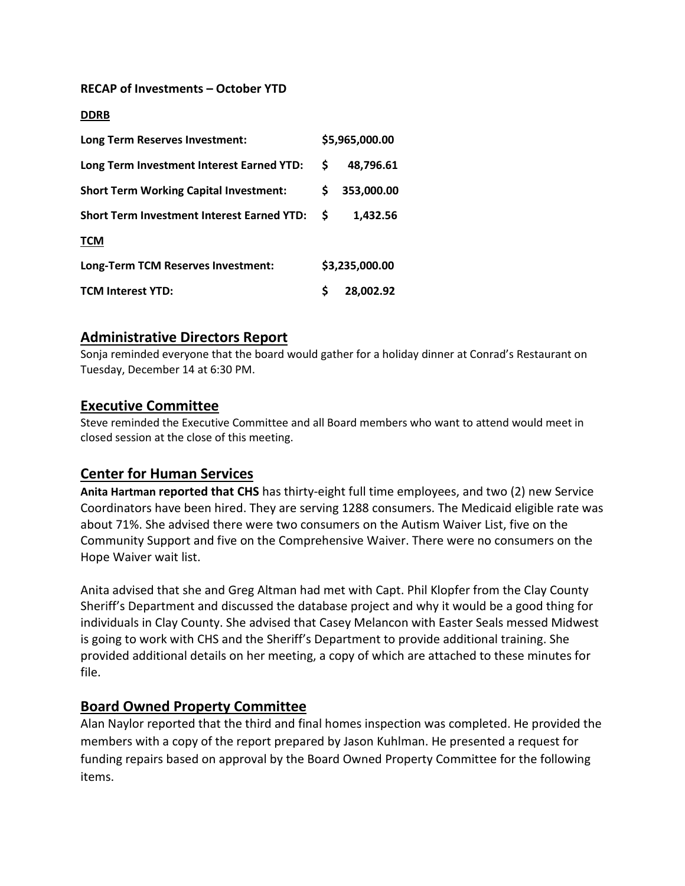**RECAP of Investments – October YTD**

**DDRB**

| | |
|---|---|
| **Long Term Reserves Investment:** | **$5,965,000.00** |
| **Long Term Investment Interest Earned YTD:** | **$ 48,796.61** |
| **Short Term Working Capital Investment:** | **$ 353,000.00** |
| **Short Term Investment Interest Earned YTD:** | **$ 1,432.56** |
| **TCM** | |
| **Long-Term TCM Reserves Investment:** | **$3,235,000.00** |
| **TCM Interest YTD:** | **$ 28,002.92** |

## Administrative Directors Report

Sonja reminded everyone that the board would gather for a holiday dinner at Conrad's Restaurant on Tuesday, December 14 at 6:30 PM.

## Executive Committee

Steve reminded the Executive Committee and all Board members who want to attend would meet in closed session at the close of this meeting.

## Center for Human Services

**Anita Hartman reported that CHS** has thirty-eight full time employees, and two (2) new Service Coordinators have been hired. They are serving 1288 consumers. The Medicaid eligible rate was about 71%. She advised there were two consumers on the Autism Waiver List, five on the Community Support and five on the Comprehensive Waiver. There were no consumers on the Hope Waiver wait list.

Anita advised that she and Greg Altman had met with Capt. Phil Klopfer from the Clay County Sheriff's Department and discussed the database project and why it would be a good thing for individuals in Clay County. She advised that Casey Melancon with Easter Seals messed Midwest is going to work with CHS and the Sheriff's Department to provide additional training. She provided additional details on her meeting, a copy of which are attached to these minutes for file.

## Board Owned Property Committee

Alan Naylor reported that the third and final homes inspection was completed. He provided the members with a copy of the report prepared by Jason Kuhlman. He presented a request for funding repairs based on approval by the Board Owned Property Committee for the following items.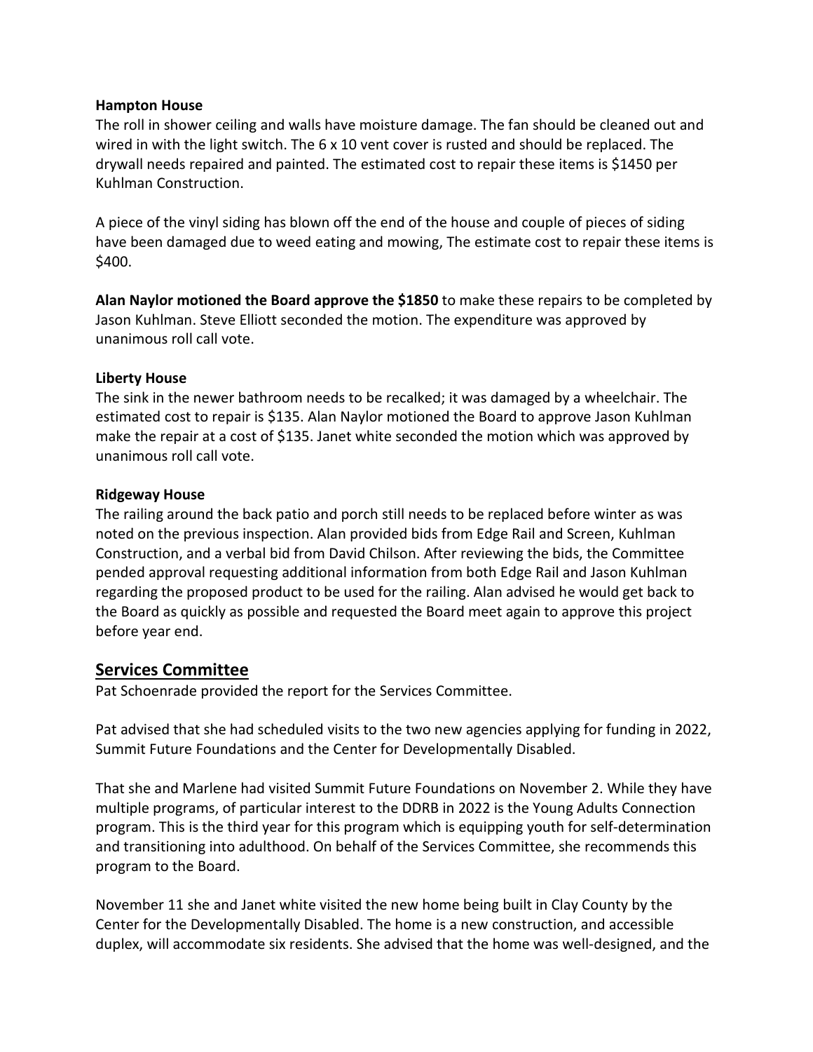**Hampton House**

The roll in shower ceiling and walls have moisture damage. The fan should be cleaned out and wired in with the light switch. The 6 x 10 vent cover is rusted and should be replaced. The drywall needs repaired and painted. The estimated cost to repair these items is $1450 per Kuhlman Construction.

A piece of the vinyl siding has blown off the end of the house and couple of pieces of siding have been damaged due to weed eating and mowing, The estimate cost to repair these items is $400.

**Alan Naylor motioned the Board approve the $1850** to make these repairs to be completed by Jason Kuhlman. Steve Elliott seconded the motion. The expenditure was approved by unanimous roll call vote.

**Liberty House**

The sink in the newer bathroom needs to be recalked; it was damaged by a wheelchair. The estimated cost to repair is $135. Alan Naylor motioned the Board to approve Jason Kuhlman make the repair at a cost of $135. Janet white seconded the motion which was approved by unanimous roll call vote.

**Ridgeway House**

The railing around the back patio and porch still needs to be replaced before winter as was noted on the previous inspection. Alan provided bids from Edge Rail and Screen, Kuhlman Construction, and a verbal bid from David Chilson. After reviewing the bids, the Committee pended approval requesting additional information from both Edge Rail and Jason Kuhlman regarding the proposed product to be used for the railing. Alan advised he would get back to the Board as quickly as possible and requested the Board meet again to approve this project before year end.

## Services Committee

Pat Schoenrade provided the report for the Services Committee.

Pat advised that she had scheduled visits to the two new agencies applying for funding in 2022, Summit Future Foundations and the Center for Developmentally Disabled.

That she and Marlene had visited Summit Future Foundations on November 2. While they have multiple programs, of particular interest to the DDRB in 2022 is the Young Adults Connection program. This is the third year for this program which is equipping youth for self-determination and transitioning into adulthood. On behalf of the Services Committee, she recommends this program to the Board.

November 11 she and Janet white visited the new home being built in Clay County by the Center for the Developmentally Disabled. The home is a new construction, and accessible duplex, will accommodate six residents. She advised that the home was well-designed, and the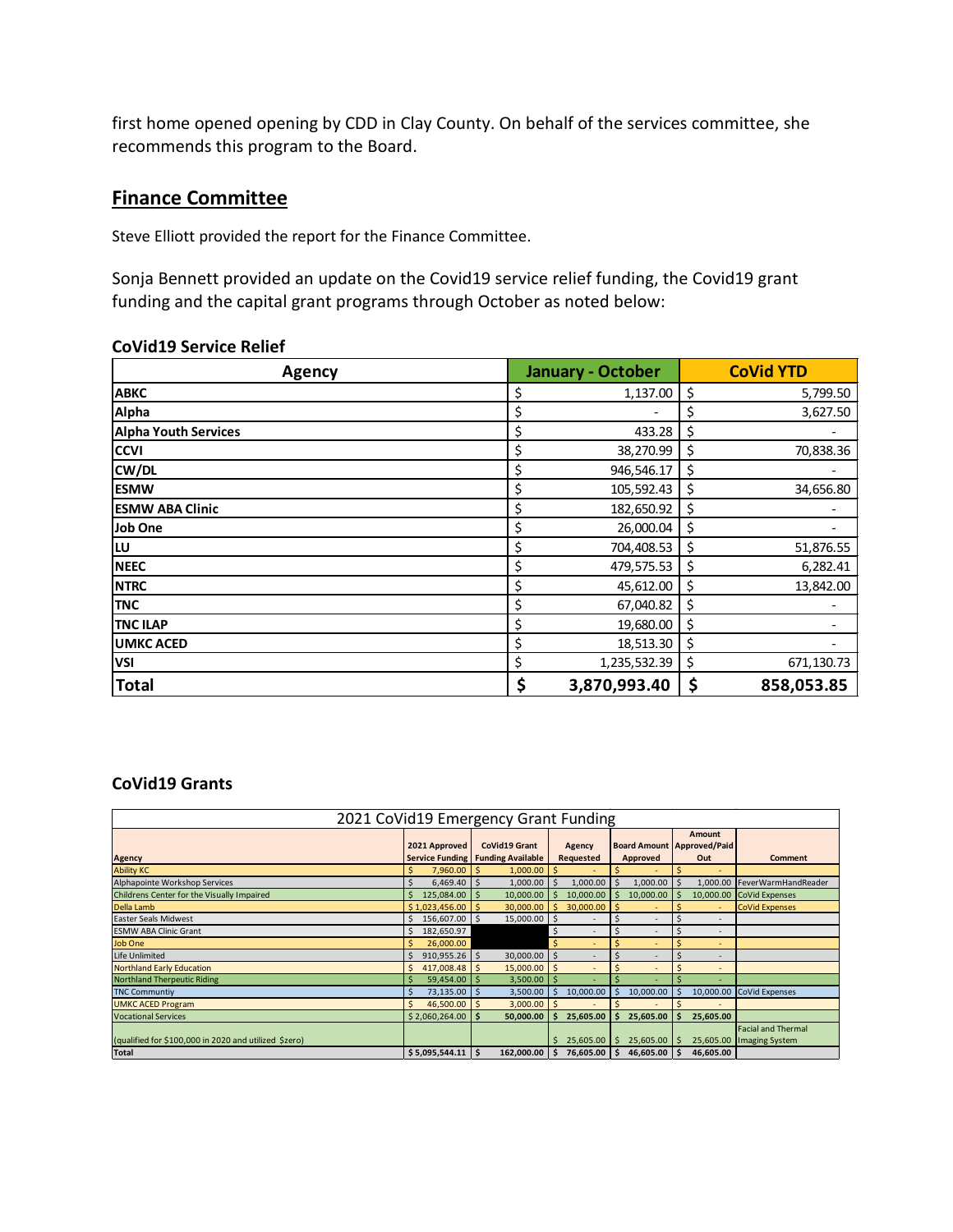first home opened opening by CDD in Clay County. On behalf of the services committee, she recommends this program to the Board.

## Finance Committee

Steve Elliott provided the report for the Finance Committee.

Sonja Bennett provided an update on the Covid19 service relief funding, the Covid19 grant funding and the capital grant programs through October as noted below:

### CoVid19 Service Relief

| Agency | January - October | CoVid YTD |
|---|---|---|
| **ABKC** | $ 1,137.00 | $ 5,799.50 |
| **Alpha** | $ - | $ 3,627.50 |
| **Alpha Youth Services** | $ 433.28 | $ - |
| **CCVI** | $ 38,270.99 | $ 70,838.36 |
| **CW/DL** | $ 946,546.17 | $ - |
| **ESMW** | $ 105,592.43 | $ 34,656.80 |
| **ESMW ABA Clinic** | $ 182,650.92 | $ - |
| **Job One** | $ 26,000.04 | $ - |
| **LU** | $ 704,408.53 | $ 51,876.55 |
| **NEEC** | $ 479,575.53 | $ 6,282.41 |
| **NTRC** | $ 45,612.00 | $ 13,842.00 |
| **TNC** | $ 67,040.82 | $ - |
| **TNC ILAP** | $ 19,680.00 | $ - |
| **UMKC ACED** | $ 18,513.30 | $ - |
| **VSI** | $ 1,235,532.39 | $ 671,130.73 |
| **Total** | **$ 3,870,993.40** | **$ 858,053.85** |

### CoVid19 Grants

| 2021 CoVid19 Emergency Grant Funding | | | | | | |
|---|---|---|---|---|---|---|
| Agency | 2021 Approved Service Funding | CoVid19 Grant Funding Available | Agency Requested | Board Amount Approved | Amount Approved/Paid Out | Comment |
| Ability KC | $ 7,960.00 | $ 1,000.00 | $ - | $ - | $ - | |
| Alphapointe Workshop Services | $ 6,469.40 | $ 1,000.00 | $ 1,000.00 | $ 1,000.00 | $ 1,000.00 | FeverWarmHandReader |
| Childrens Center for the Visually Impaired | $ 125,084.00 | $ 10,000.00 | $ 10,000.00 | $ 10,000.00 | $ 10,000.00 | CoVid Expenses |
| Della Lamb | $ 1,023,456.00 | $ 30,000.00 | $ 30,000.00 | $ - | $ - | CoVid Expenses |
| Easter Seals Midwest | $ 156,607.00 | $ 15,000.00 | $ - | $ - | $ - | |
| ESMW ABA Clinic Grant | $ 182,650.97 | | $ - | $ - | $ - | |
| Job One | $ 26,000.00 | | $ - | $ - | $ - | |
| Life Unlimited | $ 910,955.26 | $ 30,000.00 | $ - | $ - | $ - | |
| Northland Early Education | $ 417,008.48 | $ 15,000.00 | $ - | $ - | $ - | |
| Northland Therpeutic Riding | $ 59,454.00 | $ 3,500.00 | $ - | $ - | $ - | |
| TNC Communtiy | $ 73,135.00 | $ 3,500.00 | $ 10,000.00 | $ 10,000.00 | $ 10,000.00 | CoVid Expenses |
| UMKC ACED Program | $ 46,500.00 | $ 3,000.00 | $ - | $ - | $ - | |
| Vocational Services | $ 2,060,264.00 | $ 50,000.00 | $ 25,605.00 | $ 25,605.00 | $ 25,605.00 | |
| (qualified for $100,000 in 2020 and utilized $zero) | | | $ 25,605.00 | $ 25,605.00 | $ 25,605.00 | Facial and Thermal Imaging System |
| Total | $ 5,095,544.11 | $ 162,000.00 | $ 76,605.00 | $ 46,605.00 | $ 46,605.00 | |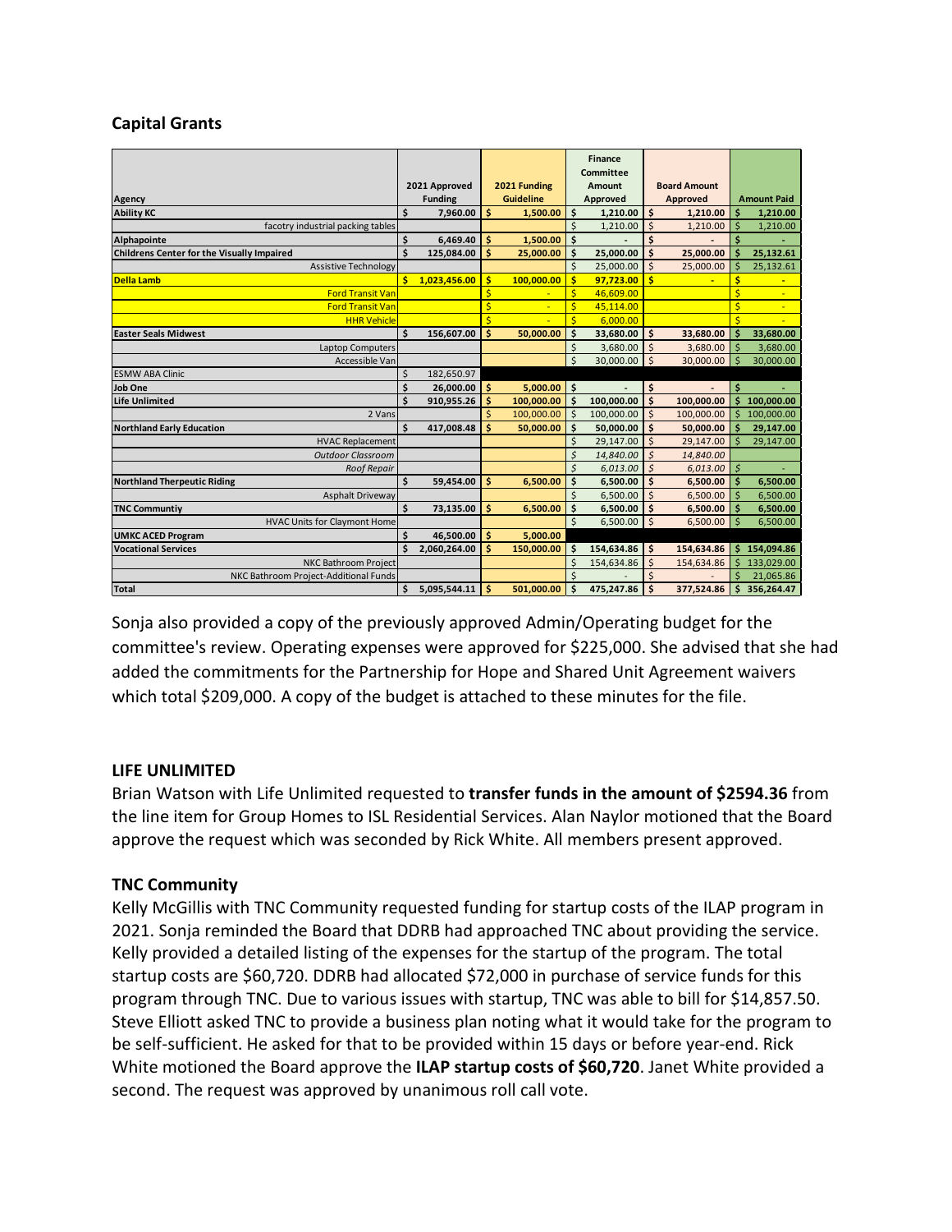### Capital Grants

| Agency | 2021 Approved Funding | 2021 Funding Guideline | Finance Committee Amount Approved | Board Amount Approved | Amount Paid |
|---|---|---|---|---|---|
| **Ability KC** | $ 7,960.00 | $ 1,500.00 | $ 1,210.00 | $ 1,210.00 | $ 1,210.00 |
| facotry industrial packing tables | | | $ 1,210.00 | $ 1,210.00 | $ 1,210.00 |
| **Alphapointe** | $ 6,469.40 | $ 1,500.00 | $ - | $ - | $ - |
| **Childrens Center for the Visually Impaired** | $ 125,084.00 | $ 25,000.00 | $ 25,000.00 | $ 25,000.00 | $ 25,132.61 |
| Assistive Technology | | | $ 25,000.00 | $ 25,000.00 | $ 25,132.61 |
| **Della Lamb** | $ 1,023,456.00 | $ 100,000.00 | $ 97,723.00 | $ - | $ - |
| Ford Transit Van | | $ - | $ 46,609.00 | | $ - |
| Ford Transit Van | | $ - | $ 45,114.00 | | $ - |
| HHR Vehicle | | $ - | $ 6,000.00 | | $ - |
| **Easter Seals Midwest** | $ 156,607.00 | $ 50,000.00 | $ 33,680.00 | $ 33,680.00 | $ 33,680.00 |
| Laptop Computers | | | $ 3,680.00 | $ 3,680.00 | $ 3,680.00 |
| Accessible Van | | | $ 30,000.00 | $ 30,000.00 | $ 30,000.00 |
| ESMW ABA Clinic | $ 182,650.97 | | | | |
| **Job One** | $ 26,000.00 | $ 5,000.00 | $ - | $ - | $ - |
| **Life Unlimited** | $ 910,955.26 | $ 100,000.00 | $ 100,000.00 | $ 100,000.00 | $ 100,000.00 |
| 2 Vans | | $ 100,000.00 | $ 100,000.00 | $ 100,000.00 | $ 100,000.00 |
| **Northland Early Education** | $ 417,008.48 | $ 50,000.00 | $ 50,000.00 | $ 50,000.00 | $ 29,147.00 |
| HVAC Replacement | | | $ 29,147.00 | $ 29,147.00 | $ 29,147.00 |
| *Outdoor Classroom* | | | *$ 14,840.00* | *$ 14,840.00* | |
| *Roof Repair* | | | *$ 6,013.00* | *$ 6,013.00* | *$ -* |
| **Northland Therpeutic Riding** | $ 59,454.00 | $ 6,500.00 | $ 6,500.00 | $ 6,500.00 | $ 6,500.00 |
| Asphalt Driveway | | | $ 6,500.00 | $ 6,500.00 | $ 6,500.00 |
| **TNC Communtiy** | $ 73,135.00 | $ 6,500.00 | $ 6,500.00 | $ 6,500.00 | $ 6,500.00 |
| HVAC Units for Claymont Home | | | $ 6,500.00 | $ 6,500.00 | $ 6,500.00 |
| **UMKC ACED Program** | $ 46,500.00 | $ 5,000.00 | | | |
| **Vocational Services** | $ 2,060,264.00 | $ 150,000.00 | $ 154,634.86 | $ 154,634.86 | $ 154,094.86 |
| NKC Bathroom Project | | | $ 154,634.86 | $ 154,634.86 | $ 133,029.00 |
| NKC Bathroom Project-Additional Funds | | | $ - | $ - | $ 21,065.86 |
| **Total** | $ 5,095,544.11 | $ 501,000.00 | $ 475,247.86 | $ 377,524.86 | $ 356,264.47 |

Sonja also provided a copy of the previously approved Admin/Operating budget for the committee's review. Operating expenses were approved for $225,000. She advised that she had added the commitments for the Partnership for Hope and Shared Unit Agreement waivers which total $209,000. A copy of the budget is attached to these minutes for the file.

### LIFE UNLIMITED

Brian Watson with Life Unlimited requested to **transfer funds in the amount of $2594.36** from the line item for Group Homes to ISL Residential Services. Alan Naylor motioned that the Board approve the request which was seconded by Rick White. All members present approved.

### TNC Community

Kelly McGillis with TNC Community requested funding for startup costs of the ILAP program in 2021. Sonja reminded the Board that DDRB had approached TNC about providing the service. Kelly provided a detailed listing of the expenses for the startup of the program. The total startup costs are $60,720. DDRB had allocated $72,000 in purchase of service funds for this program through TNC. Due to various issues with startup, TNC was able to bill for $14,857.50. Steve Elliott asked TNC to provide a business plan noting what it would take for the program to be self-sufficient. He asked for that to be provided within 15 days or before year-end. Rick White motioned the Board approve the **ILAP startup costs of $60,720**. Janet White provided a second. The request was approved by unanimous roll call vote.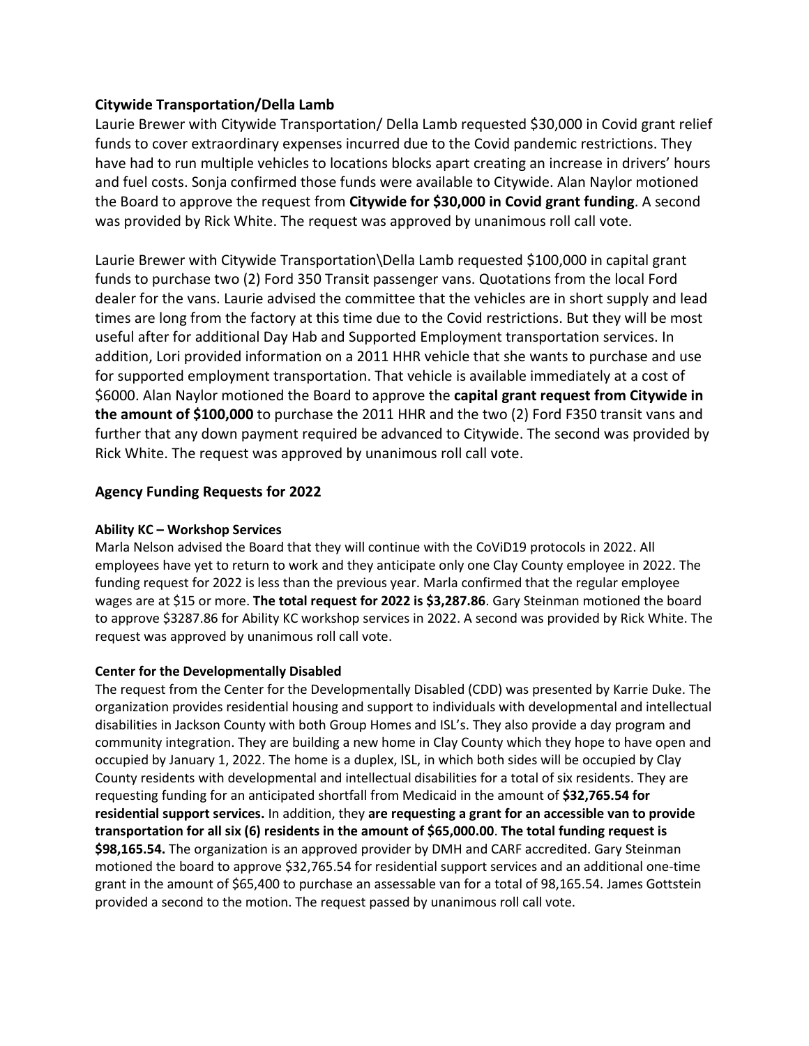### Citywide Transportation/Della Lamb

Laurie Brewer with Citywide Transportation/ Della Lamb requested $30,000 in Covid grant relief funds to cover extraordinary expenses incurred due to the Covid pandemic restrictions. They have had to run multiple vehicles to locations blocks apart creating an increase in drivers' hours and fuel costs. Sonja confirmed those funds were available to Citywide. Alan Naylor motioned the Board to approve the request from **Citywide for $30,000 in Covid grant funding**. A second was provided by Rick White. The request was approved by unanimous roll call vote.

Laurie Brewer with Citywide Transportation\Della Lamb requested $100,000 in capital grant funds to purchase two (2) Ford 350 Transit passenger vans. Quotations from the local Ford dealer for the vans. Laurie advised the committee that the vehicles are in short supply and lead times are long from the factory at this time due to the Covid restrictions. But they will be most useful after for additional Day Hab and Supported Employment transportation services. In addition, Lori provided information on a 2011 HHR vehicle that she wants to purchase and use for supported employment transportation. That vehicle is available immediately at a cost of $6000. Alan Naylor motioned the Board to approve the **capital grant request from Citywide in the amount of $100,000** to purchase the 2011 HHR and the two (2) Ford F350 transit vans and further that any down payment required be advanced to Citywide. The second was provided by Rick White. The request was approved by unanimous roll call vote.

### Agency Funding Requests for 2022

#### Ability KC – Workshop Services

Marla Nelson advised the Board that they will continue with the CoViD19 protocols in 2022. All employees have yet to return to work and they anticipate only one Clay County employee in 2022. The funding request for 2022 is less than the previous year. Marla confirmed that the regular employee wages are at $15 or more. **The total request for 2022 is $3,287.86**. Gary Steinman motioned the board to approve $3287.86 for Ability KC workshop services in 2022. A second was provided by Rick White. The request was approved by unanimous roll call vote.

#### Center for the Developmentally Disabled

The request from the Center for the Developmentally Disabled (CDD) was presented by Karrie Duke. The organization provides residential housing and support to individuals with developmental and intellectual disabilities in Jackson County with both Group Homes and ISL's. They also provide a day program and community integration. They are building a new home in Clay County which they hope to have open and occupied by January 1, 2022. The home is a duplex, ISL, in which both sides will be occupied by Clay County residents with developmental and intellectual disabilities for a total of six residents. They are requesting funding for an anticipated shortfall from Medicaid in the amount of **$32,765.54 for residential support services.** In addition, they **are requesting a grant for an accessible van to provide transportation for all six (6) residents in the amount of $65,000.00**. **The total funding request is $98,165.54.** The organization is an approved provider by DMH and CARF accredited. Gary Steinman motioned the board to approve $32,765.54 for residential support services and an additional one-time grant in the amount of $65,400 to purchase an assessable van for a total of 98,165.54. James Gottstein provided a second to the motion. The request passed by unanimous roll call vote.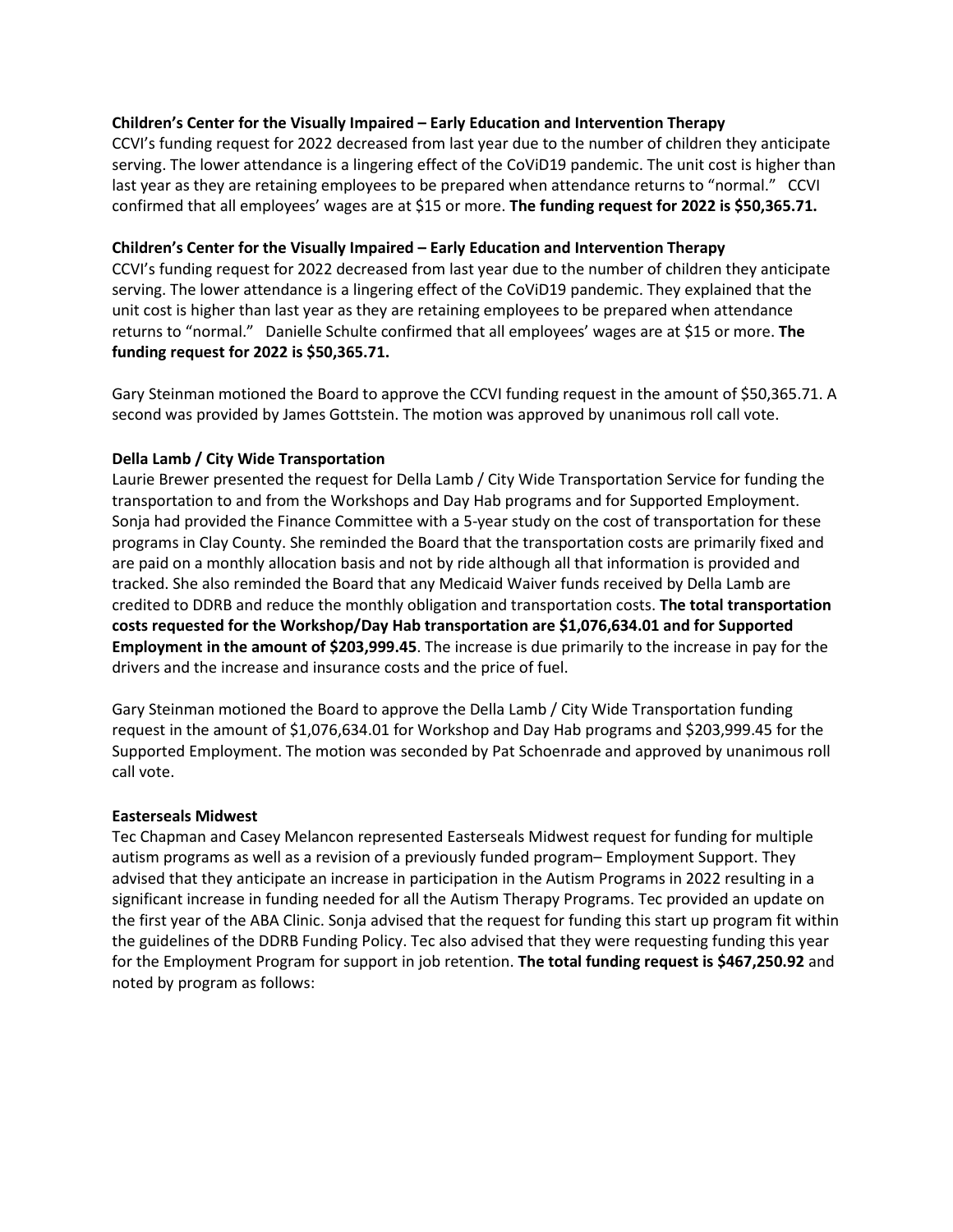**Children's Center for the Visually Impaired – Early Education and Intervention Therapy**

CCVI's funding request for 2022 decreased from last year due to the number of children they anticipate serving. The lower attendance is a lingering effect of the CoViD19 pandemic. The unit cost is higher than last year as they are retaining employees to be prepared when attendance returns to "normal." CCVI confirmed that all employees' wages are at $15 or more. **The funding request for 2022 is $50,365.71.**

**Children's Center for the Visually Impaired – Early Education and Intervention Therapy**

CCVI's funding request for 2022 decreased from last year due to the number of children they anticipate serving. The lower attendance is a lingering effect of the CoViD19 pandemic. They explained that the unit cost is higher than last year as they are retaining employees to be prepared when attendance returns to "normal." Danielle Schulte confirmed that all employees' wages are at $15 or more. **The funding request for 2022 is $50,365.71.**

Gary Steinman motioned the Board to approve the CCVI funding request in the amount of $50,365.71. A second was provided by James Gottstein. The motion was approved by unanimous roll call vote.

**Della Lamb / City Wide Transportation**

Laurie Brewer presented the request for Della Lamb / City Wide Transportation Service for funding the transportation to and from the Workshops and Day Hab programs and for Supported Employment. Sonja had provided the Finance Committee with a 5-year study on the cost of transportation for these programs in Clay County. She reminded the Board that the transportation costs are primarily fixed and are paid on a monthly allocation basis and not by ride although all that information is provided and tracked. She also reminded the Board that any Medicaid Waiver funds received by Della Lamb are credited to DDRB and reduce the monthly obligation and transportation costs. **The total transportation costs requested for the Workshop/Day Hab transportation are $1,076,634.01 and for Supported Employment in the amount of $203,999.45**. The increase is due primarily to the increase in pay for the drivers and the increase and insurance costs and the price of fuel.

Gary Steinman motioned the Board to approve the Della Lamb / City Wide Transportation funding request in the amount of $1,076,634.01 for Workshop and Day Hab programs and $203,999.45 for the Supported Employment. The motion was seconded by Pat Schoenrade and approved by unanimous roll call vote.

**Easterseals Midwest**

Tec Chapman and Casey Melancon represented Easterseals Midwest request for funding for multiple autism programs as well as a revision of a previously funded program– Employment Support. They advised that they anticipate an increase in participation in the Autism Programs in 2022 resulting in a significant increase in funding needed for all the Autism Therapy Programs. Tec provided an update on the first year of the ABA Clinic. Sonja advised that the request for funding this start up program fit within the guidelines of the DDRB Funding Policy. Tec also advised that they were requesting funding this year for the Employment Program for support in job retention. **The total funding request is $467,250.92** and noted by program as follows: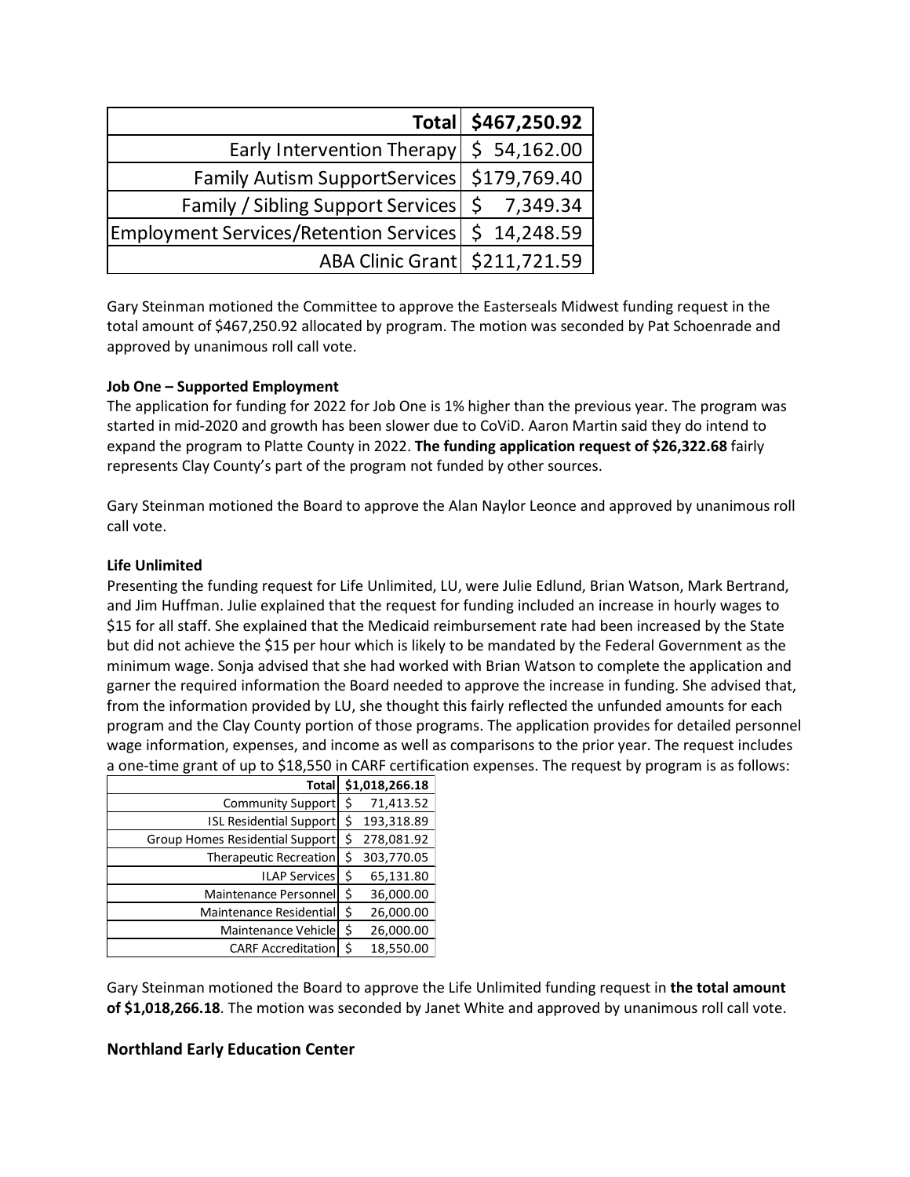| Total | $467,250.92 |
|---:|---:|
| Early Intervention Therapy | $ 54,162.00 |
| Family Autism SupportServices | $179,769.40 |
| Family / Sibling Support Services | $ 7,349.34 |
| Employment Services/Retention Services | $ 14,248.59 |
| ABA Clinic Grant | $211,721.59 |

Gary Steinman motioned the Committee to approve the Easterseals Midwest funding request in the total amount of $467,250.92 allocated by program. The motion was seconded by Pat Schoenrade and approved by unanimous roll call vote.

**Job One – Supported Employment**

The application for funding for 2022 for Job One is 1% higher than the previous year. The program was started in mid-2020 and growth has been slower due to CoViD. Aaron Martin said they do intend to expand the program to Platte County in 2022. **The funding application request of $26,322.68** fairly represents Clay County's part of the program not funded by other sources.

Gary Steinman motioned the Board to approve the Alan Naylor Leonce and approved by unanimous roll call vote.

**Life Unlimited**

Presenting the funding request for Life Unlimited, LU, were Julie Edlund, Brian Watson, Mark Bertrand, and Jim Huffman. Julie explained that the request for funding included an increase in hourly wages to $15 for all staff. She explained that the Medicaid reimbursement rate had been increased by the State but did not achieve the $15 per hour which is likely to be mandated by the Federal Government as the minimum wage. Sonja advised that she had worked with Brian Watson to complete the application and garner the required information the Board needed to approve the increase in funding. She advised that, from the information provided by LU, she thought this fairly reflected the unfunded amounts for each program and the Clay County portion of those programs. The application provides for detailed personnel wage information, expenses, and income as well as comparisons to the prior year. The request includes a one-time grant of up to $18,550 in CARF certification expenses. The request by program is as follows:

| **Total** | **$1,018,266.18** |
|---:|---:|
| Community Support | $ 71,413.52 |
| ISL Residential Support | $ 193,318.89 |
| Group Homes Residential Support | $ 278,081.92 |
| Therapeutic Recreation | $ 303,770.05 |
| ILAP Services | $ 65,131.80 |
| Maintenance Personnel | $ 36,000.00 |
| Maintenance Residential | $ 26,000.00 |
| Maintenance Vehicle | $ 26,000.00 |
| CARF Accreditation | $ 18,550.00 |

Gary Steinman motioned the Board to approve the Life Unlimited funding request in **the total amount of $1,018,266.18**. The motion was seconded by Janet White and approved by unanimous roll call vote.

## Northland Early Education Center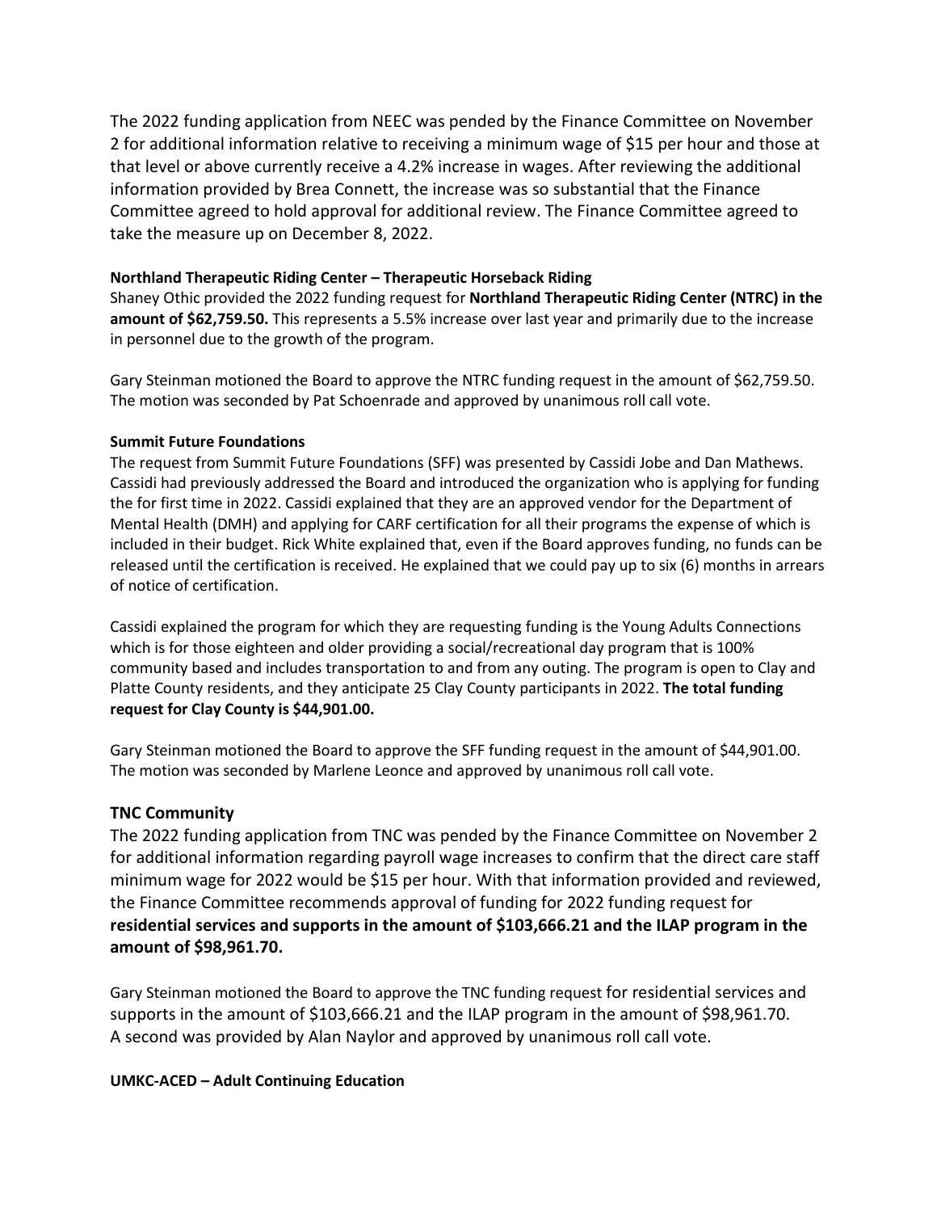The 2022 funding application from NEEC was pended by the Finance Committee on November 2 for additional information relative to receiving a minimum wage of $15 per hour and those at that level or above currently receive a 4.2% increase in wages. After reviewing the additional information provided by Brea Connett, the increase was so substantial that the Finance Committee agreed to hold approval for additional review. The Finance Committee agreed to take the measure up on December 8, 2022.

**Northland Therapeutic Riding Center – Therapeutic Horseback Riding**

Shaney Othic provided the 2022 funding request for **Northland Therapeutic Riding Center (NTRC) in the amount of $62,759.50.** This represents a 5.5% increase over last year and primarily due to the increase in personnel due to the growth of the program.

Gary Steinman motioned the Board to approve the NTRC funding request in the amount of $62,759.50. The motion was seconded by Pat Schoenrade and approved by unanimous roll call vote.

**Summit Future Foundations**

The request from Summit Future Foundations (SFF) was presented by Cassidi Jobe and Dan Mathews. Cassidi had previously addressed the Board and introduced the organization who is applying for funding the for first time in 2022. Cassidi explained that they are an approved vendor for the Department of Mental Health (DMH) and applying for CARF certification for all their programs the expense of which is included in their budget. Rick White explained that, even if the Board approves funding, no funds can be released until the certification is received. He explained that we could pay up to six (6) months in arrears of notice of certification.

Cassidi explained the program for which they are requesting funding is the Young Adults Connections which is for those eighteen and older providing a social/recreational day program that is 100% community based and includes transportation to and from any outing. The program is open to Clay and Platte County residents, and they anticipate 25 Clay County participants in 2022. **The total funding request for Clay County is $44,901.00.**

Gary Steinman motioned the Board to approve the SFF funding request in the amount of $44,901.00. The motion was seconded by Marlene Leonce and approved by unanimous roll call vote.

**TNC Community**

The 2022 funding application from TNC was pended by the Finance Committee on November 2 for additional information regarding payroll wage increases to confirm that the direct care staff minimum wage for 2022 would be $15 per hour. With that information provided and reviewed, the Finance Committee recommends approval of funding for 2022 funding request for **residential services and supports in the amount of $103,666.21 and the ILAP program in the amount of $98,961.70.**

Gary Steinman motioned the Board to approve the TNC funding request for residential services and supports in the amount of $103,666.21 and the ILAP program in the amount of $98,961.70. A second was provided by Alan Naylor and approved by unanimous roll call vote.

**UMKC-ACED – Adult Continuing Education**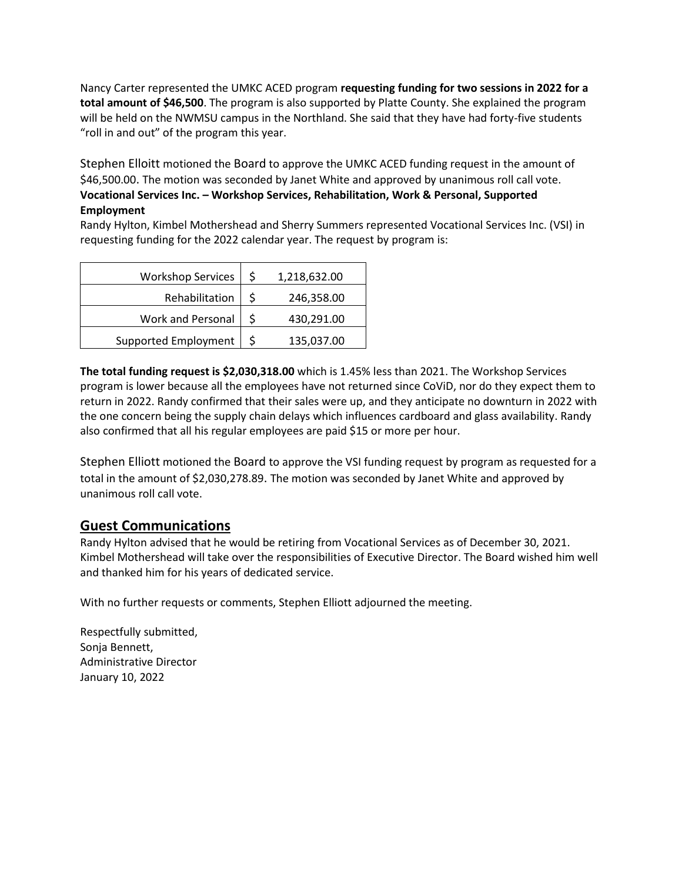Nancy Carter represented the UMKC ACED program **requesting funding for two sessions in 2022 for a total amount of $46,500**. The program is also supported by Platte County. She explained the program will be held on the NWMSU campus in the Northland. She said that they have had forty-five students "roll in and out" of the program this year.

Stephen Elloitt motioned the Board to approve the UMKC ACED funding request in the amount of $46,500.00. The motion was seconded by Janet White and approved by unanimous roll call vote.

**Vocational Services Inc. – Workshop Services, Rehabilitation, Work & Personal, Supported Employment**

Randy Hylton, Kimbel Mothershead and Sherry Summers represented Vocational Services Inc. (VSI) in requesting funding for the 2022 calendar year. The request by program is:

| | | |
|---|---|---|
| Workshop Services | $ | 1,218,632.00 |
| Rehabilitation | $ | 246,358.00 |
| Work and Personal | $ | 430,291.00 |
| Supported Employment | $ | 135,037.00 |

**The total funding request is $2,030,318.00** which is 1.45% less than 2021. The Workshop Services program is lower because all the employees have not returned since CoViD, nor do they expect them to return in 2022. Randy confirmed that their sales were up, and they anticipate no downturn in 2022 with the one concern being the supply chain delays which influences cardboard and glass availability. Randy also confirmed that all his regular employees are paid $15 or more per hour.

Stephen Elliott motioned the Board to approve the VSI funding request by program as requested for a total in the amount of $2,030,278.89. The motion was seconded by Janet White and approved by unanimous roll call vote.

## Guest Communications

Randy Hylton advised that he would be retiring from Vocational Services as of December 30, 2021. Kimbel Mothershead will take over the responsibilities of Executive Director. The Board wished him well and thanked him for his years of dedicated service.

With no further requests or comments, Stephen Elliott adjourned the meeting.

Respectfully submitted,
Sonja Bennett,
Administrative Director
January 10, 2022